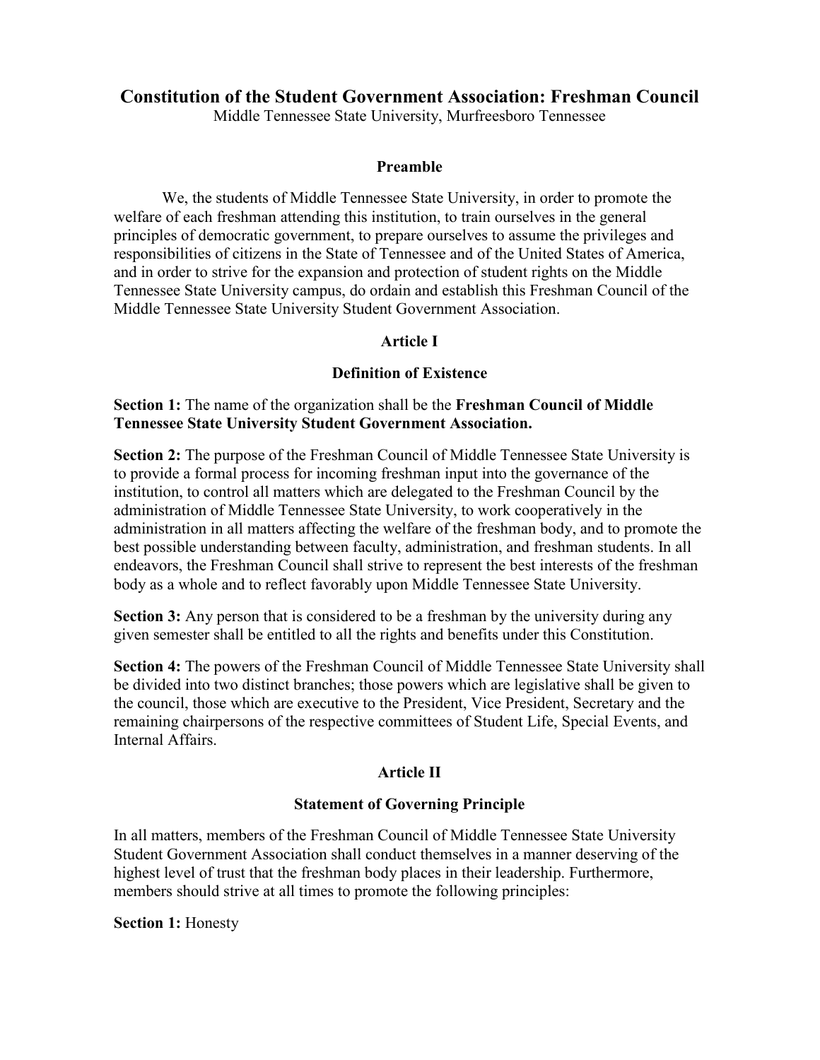# Constitution of the Student Government Association: Freshman Council

Middle Tennessee State University, Murfreesboro Tennessee

## Preamble

We, the students of Middle Tennessee State University, in order to promote the welfare of each freshman attending this institution, to train ourselves in the general principles of democratic government, to prepare ourselves to assume the privileges and responsibilities of citizens in the State of Tennessee and of the United States of America, and in order to strive for the expansion and protection of student rights on the Middle Tennessee State University campus, do ordain and establish this Freshman Council of the Middle Tennessee State University Student Government Association.

## Article I

### Definition of Existence

**Section 1:** The name of the organization shall be the **Freshman Council of Middle Tennessee State University Student Government Association.**

**Section 2:** The purpose of the Freshman Council of Middle Tennessee State University is to provide a formal process for incoming freshman input into the governance of the institution, to control all matters which are delegated to the Freshman Council by the administration of Middle Tennessee State University, to work cooperatively in the administration in all matters affecting the welfare of the freshman body, and to promote the best possible understanding between faculty, administration, and freshman students. In all endeavors, the Freshman Council shall strive to represent the best interests of the freshman body as a whole and to reflect favorably upon Middle Tennessee State University.

**Section 3:** Any person that is considered to be a freshman by the university during any given semester shall be entitled to all the rights and benefits under this Constitution.

**Section 4:** The powers of the Freshman Council of Middle Tennessee State University shall be divided into two distinct branches; those powers which are legislative shall be given to the council, those which are executive to the President, Vice President, Secretary and the remaining chairpersons of the respective committees of Student Life, Special Events, and Internal Affairs.

## Article II

### Statement of Governing Principle

In all matters, members of the Freshman Council of Middle Tennessee State University Student Government Association shall conduct themselves in a manner deserving of the highest level of trust that the freshman body places in their leadership. Furthermore, members should strive at all times to promote the following principles:

**Section 1:** Honesty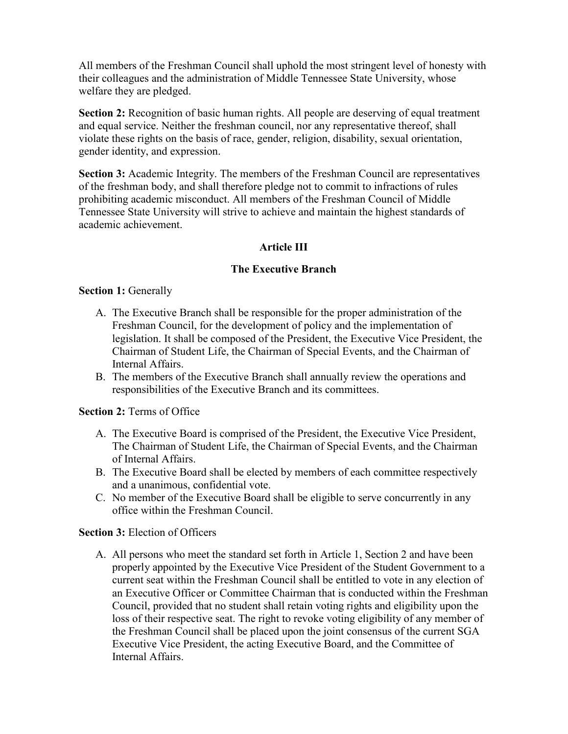All members of the Freshman Council shall uphold the most stringent level of honesty with their colleagues and the administration of Middle Tennessee State University, whose welfare they are pledged.

**Section 2:** Recognition of basic human rights. All people are deserving of equal treatment and equal service. Neither the freshman council, nor any representative thereof, shall violate these rights on the basis of race, gender, religion, disability, sexual orientation, gender identity, and expression.

**Section 3:** Academic Integrity. The members of the Freshman Council are representatives of the freshman body, and shall therefore pledge not to commit to infractions of rules prohibiting academic misconduct. All members of the Freshman Council of Middle Tennessee State University will strive to achieve and maintain the highest standards of academic achievement.

## Article III

## The Executive Branch

**Section 1:** Generally

A. The Executive Branch shall be responsible for the proper administration of the Freshman Council, for the development of policy and the implementation of legislation. It shall be composed of the President, the Executive Vice President, the Chairman of Student Life, the Chairman of Special Events, and the Chairman of Internal Affairs.
B. The members of the Executive Branch shall annually review the operations and responsibilities of the Executive Branch and its committees.

**Section 2:** Terms of Office

A. The Executive Board is comprised of the President, the Executive Vice President, The Chairman of Student Life, the Chairman of Special Events, and the Chairman of Internal Affairs.
B. The Executive Board shall be elected by members of each committee respectively and a unanimous, confidential vote.
C. No member of the Executive Board shall be eligible to serve concurrently in any office within the Freshman Council.

**Section 3:** Election of Officers

A. All persons who meet the standard set forth in Article 1, Section 2 and have been properly appointed by the Executive Vice President of the Student Government to a current seat within the Freshman Council shall be entitled to vote in any election of an Executive Officer or Committee Chairman that is conducted within the Freshman Council, provided that no student shall retain voting rights and eligibility upon the loss of their respective seat. The right to revoke voting eligibility of any member of the Freshman Council shall be placed upon the joint consensus of the current SGA Executive Vice President, the acting Executive Board, and the Committee of Internal Affairs.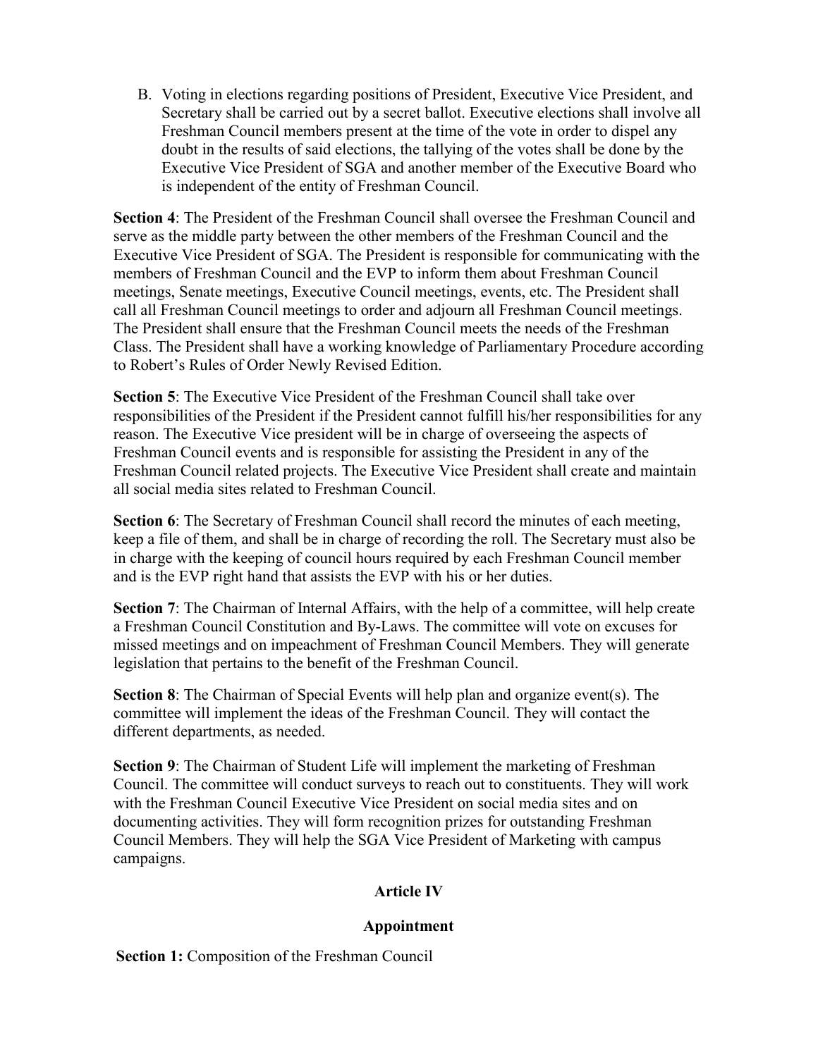B. Voting in elections regarding positions of President, Executive Vice President, and Secretary shall be carried out by a secret ballot. Executive elections shall involve all Freshman Council members present at the time of the vote in order to dispel any doubt in the results of said elections, the tallying of the votes shall be done by the Executive Vice President of SGA and another member of the Executive Board who is independent of the entity of Freshman Council.

**Section 4**: The President of the Freshman Council shall oversee the Freshman Council and serve as the middle party between the other members of the Freshman Council and the Executive Vice President of SGA. The President is responsible for communicating with the members of Freshman Council and the EVP to inform them about Freshman Council meetings, Senate meetings, Executive Council meetings, events, etc. The President shall call all Freshman Council meetings to order and adjourn all Freshman Council meetings. The President shall ensure that the Freshman Council meets the needs of the Freshman Class. The President shall have a working knowledge of Parliamentary Procedure according to Robert's Rules of Order Newly Revised Edition.

**Section 5**: The Executive Vice President of the Freshman Council shall take over responsibilities of the President if the President cannot fulfill his/her responsibilities for any reason. The Executive Vice president will be in charge of overseeing the aspects of Freshman Council events and is responsible for assisting the President in any of the Freshman Council related projects. The Executive Vice President shall create and maintain all social media sites related to Freshman Council.

**Section 6**: The Secretary of Freshman Council shall record the minutes of each meeting, keep a file of them, and shall be in charge of recording the roll. The Secretary must also be in charge with the keeping of council hours required by each Freshman Council member and is the EVP right hand that assists the EVP with his or her duties.

**Section 7**: The Chairman of Internal Affairs, with the help of a committee, will help create a Freshman Council Constitution and By-Laws. The committee will vote on excuses for missed meetings and on impeachment of Freshman Council Members. They will generate legislation that pertains to the benefit of the Freshman Council.

**Section 8**: The Chairman of Special Events will help plan and organize event(s). The committee will implement the ideas of the Freshman Council. They will contact the different departments, as needed.

**Section 9**: The Chairman of Student Life will implement the marketing of Freshman Council. The committee will conduct surveys to reach out to constituents. They will work with the Freshman Council Executive Vice President on social media sites and on documenting activities. They will form recognition prizes for outstanding Freshman Council Members. They will help the SGA Vice President of Marketing with campus campaigns.

## Article IV

## Appointment

**Section 1:** Composition of the Freshman Council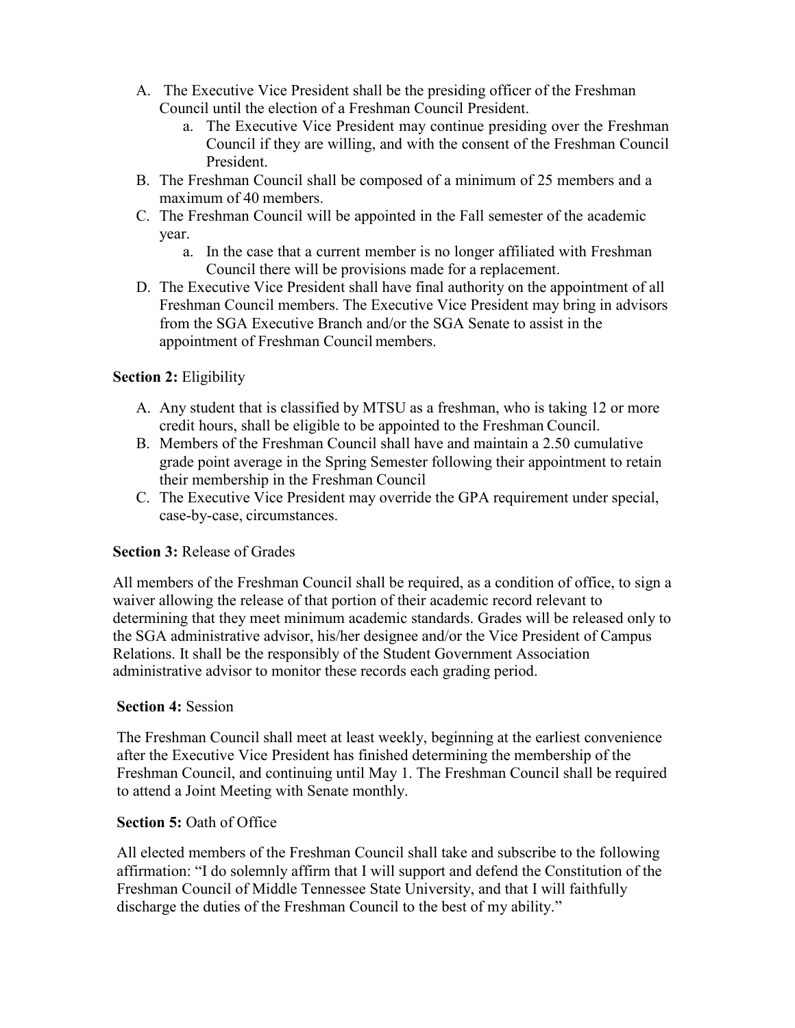A. The Executive Vice President shall be the presiding officer of the Freshman Council until the election of a Freshman Council President.
    a. The Executive Vice President may continue presiding over the Freshman Council if they are willing, and with the consent of the Freshman Council President.
B. The Freshman Council shall be composed of a minimum of 25 members and a maximum of 40 members.
C. The Freshman Council will be appointed in the Fall semester of the academic year.
    a. In the case that a current member is no longer affiliated with Freshman Council there will be provisions made for a replacement.
D. The Executive Vice President shall have final authority on the appointment of all Freshman Council members. The Executive Vice President may bring in advisors from the SGA Executive Branch and/or the SGA Senate to assist in the appointment of Freshman Council members.

**Section 2:** Eligibility

A. Any student that is classified by MTSU as a freshman, who is taking 12 or more credit hours, shall be eligible to be appointed to the Freshman Council.
B. Members of the Freshman Council shall have and maintain a 2.50 cumulative grade point average in the Spring Semester following their appointment to retain their membership in the Freshman Council
C. The Executive Vice President may override the GPA requirement under special, case-by-case, circumstances.

**Section 3:** Release of Grades

All members of the Freshman Council shall be required, as a condition of office, to sign a waiver allowing the release of that portion of their academic record relevant to determining that they meet minimum academic standards. Grades will be released only to the SGA administrative advisor, his/her designee and/or the Vice President of Campus Relations. It shall be the responsibly of the Student Government Association administrative advisor to monitor these records each grading period.

**Section 4:** Session

The Freshman Council shall meet at least weekly, beginning at the earliest convenience after the Executive Vice President has finished determining the membership of the Freshman Council, and continuing until May 1. The Freshman Council shall be required to attend a Joint Meeting with Senate monthly.

**Section 5:** Oath of Office

All elected members of the Freshman Council shall take and subscribe to the following affirmation: "I do solemnly affirm that I will support and defend the Constitution of the Freshman Council of Middle Tennessee State University, and that I will faithfully discharge the duties of the Freshman Council to the best of my ability."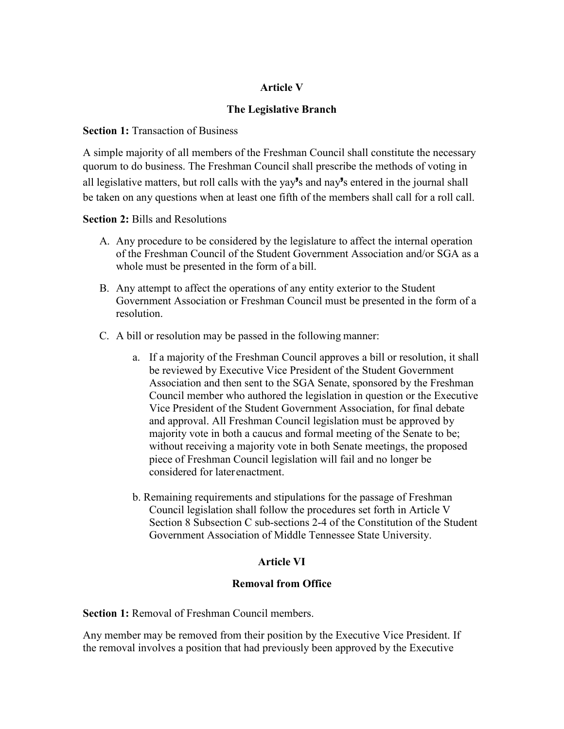## Article V

## The Legislative Branch

**Section 1:** Transaction of Business

A simple majority of all members of the Freshman Council shall constitute the necessary quorum to do business. The Freshman Council shall prescribe the methods of voting in all legislative matters, but roll calls with the yay's and nay's entered in the journal shall be taken on any questions when at least one fifth of the members shall call for a roll call.

**Section 2:** Bills and Resolutions

A. Any procedure to be considered by the legislature to affect the internal operation of the Freshman Council of the Student Government Association and/or SGA as a whole must be presented in the form of a bill.

B. Any attempt to affect the operations of any entity exterior to the Student Government Association or Freshman Council must be presented in the form of a resolution.

C. A bill or resolution may be passed in the following manner:

   a. If a majority of the Freshman Council approves a bill or resolution, it shall be reviewed by Executive Vice President of the Student Government Association and then sent to the SGA Senate, sponsored by the Freshman Council member who authored the legislation in question or the Executive Vice President of the Student Government Association, for final debate and approval. All Freshman Council legislation must be approved by majority vote in both a caucus and formal meeting of the Senate to be; without receiving a majority vote in both Senate meetings, the proposed piece of Freshman Council legislation will fail and no longer be considered for later enactment.

   b. Remaining requirements and stipulations for the passage of Freshman Council legislation shall follow the procedures set forth in Article V Section 8 Subsection C sub-sections 2-4 of the Constitution of the Student Government Association of Middle Tennessee State University.

## Article VI

## Removal from Office

**Section 1:** Removal of Freshman Council members.

Any member may be removed from their position by the Executive Vice President. If the removal involves a position that had previously been approved by the Executive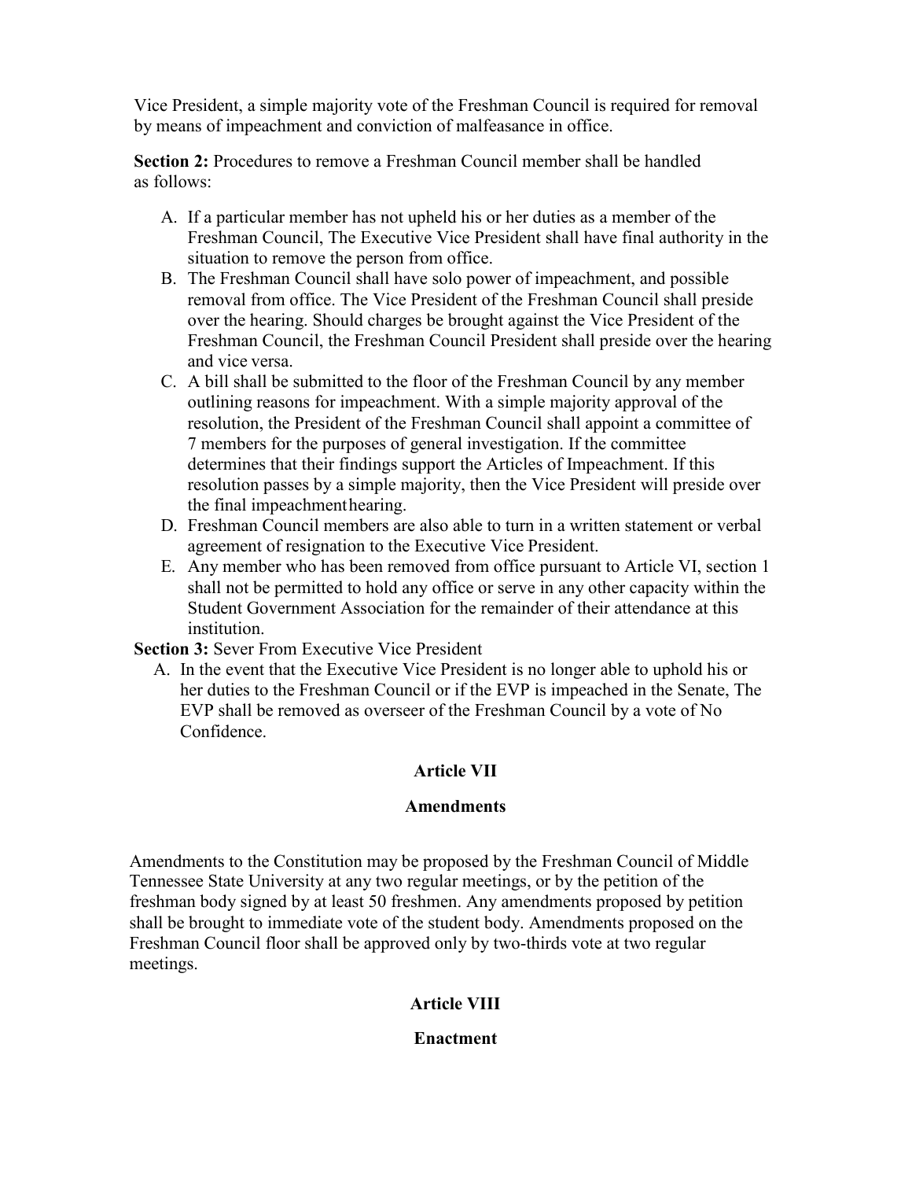Vice President, a simple majority vote of the Freshman Council is required for removal by means of impeachment and conviction of malfeasance in office.

**Section 2:** Procedures to remove a Freshman Council member shall be handled as follows:

A. If a particular member has not upheld his or her duties as a member of the Freshman Council, The Executive Vice President shall have final authority in the situation to remove the person from office.
B. The Freshman Council shall have solo power of impeachment, and possible removal from office. The Vice President of the Freshman Council shall preside over the hearing. Should charges be brought against the Vice President of the Freshman Council, the Freshman Council President shall preside over the hearing and vice versa.
C. A bill shall be submitted to the floor of the Freshman Council by any member outlining reasons for impeachment. With a simple majority approval of the resolution, the President of the Freshman Council shall appoint a committee of 7 members for the purposes of general investigation. If the committee determines that their findings support the Articles of Impeachment. If this resolution passes by a simple majority, then the Vice President will preside over the final impeachment hearing.
D. Freshman Council members are also able to turn in a written statement or verbal agreement of resignation to the Executive Vice President.
E. Any member who has been removed from office pursuant to Article VI, section 1 shall not be permitted to hold any office or serve in any other capacity within the Student Government Association for the remainder of their attendance at this institution.

**Section 3:** Sever From Executive Vice President

A. In the event that the Executive Vice President is no longer able to uphold his or her duties to the Freshman Council or if the EVP is impeached in the Senate, The EVP shall be removed as overseer of the Freshman Council by a vote of No Confidence.

## Article VII

## Amendments

Amendments to the Constitution may be proposed by the Freshman Council of Middle Tennessee State University at any two regular meetings, or by the petition of the freshman body signed by at least 50 freshmen. Any amendments proposed by petition shall be brought to immediate vote of the student body. Amendments proposed on the Freshman Council floor shall be approved only by two-thirds vote at two regular meetings.

## Article VIII

## Enactment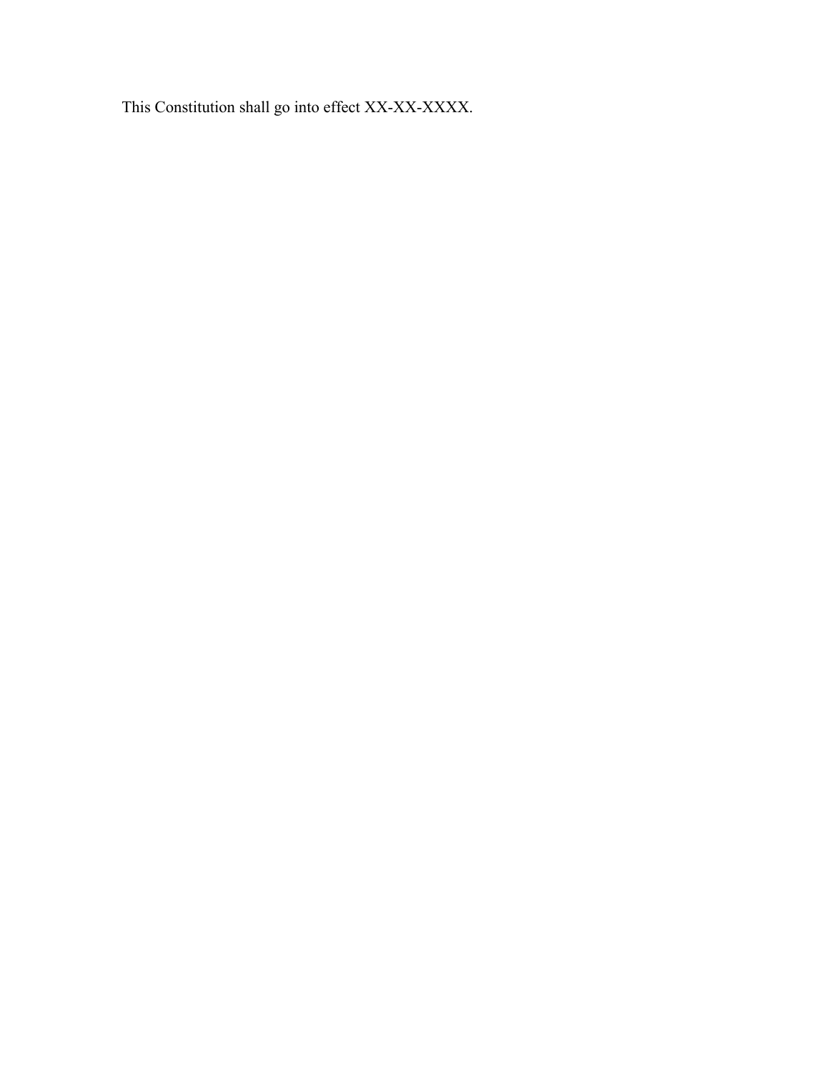This Constitution shall go into effect XX-XX-XXXX.